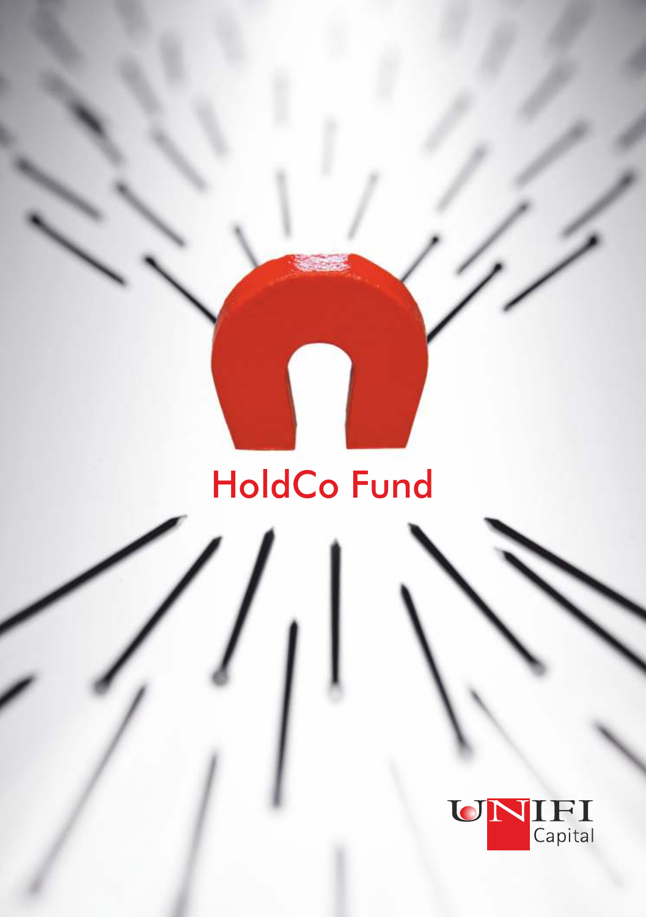# HoldCo Fund

UNIFI Capital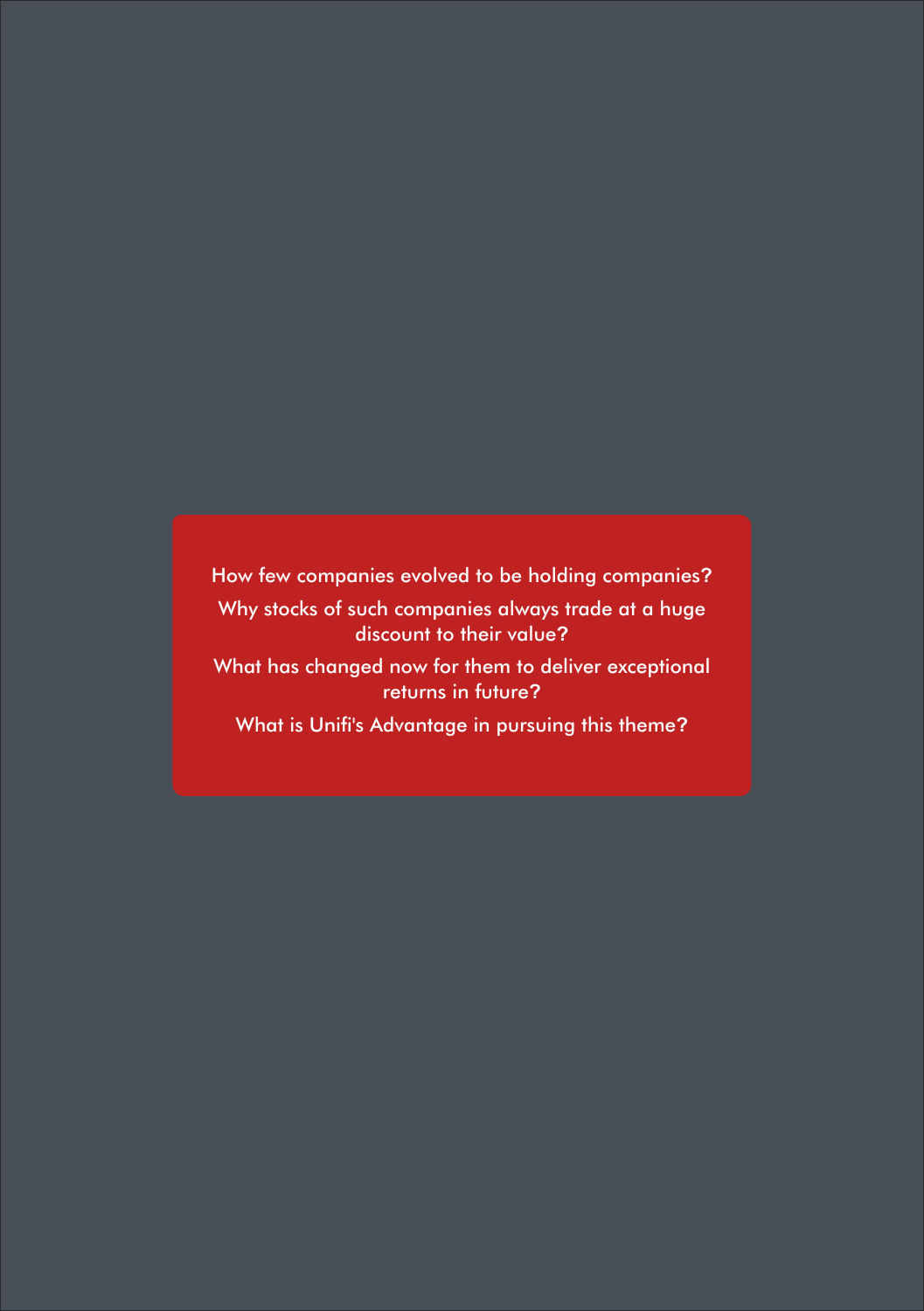How few companies evolved to be holding companies?

Why stocks of such companies always trade at a huge discount to their value?

What has changed now for them to deliver exceptional returns in future?

What is Unifi's Advantage in pursuing this theme?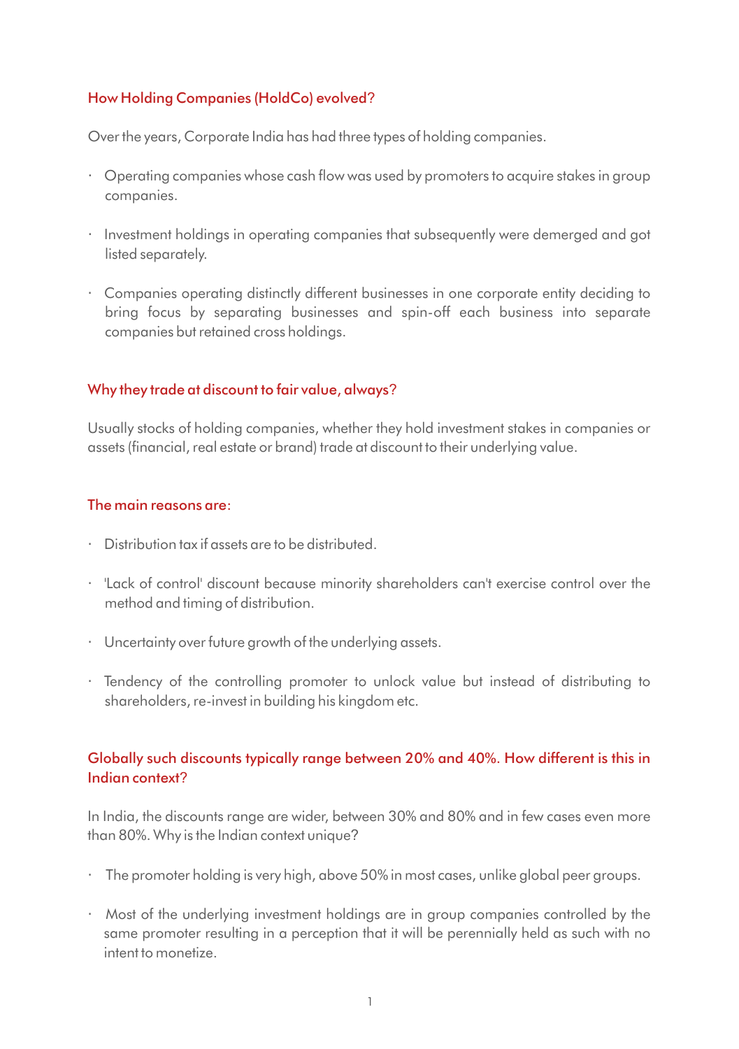## How Holding Companies (HoldCo) evolved?

Over the years, Corporate India has had three types of holding companies.

- Operating companies whose cash flow was used by promoters to acquire stakes in group companies.
- Investment holdings in operating companies that subsequently were demerged and got listed separately.
- Companies operating distinctly different businesses in one corporate entity deciding to bring focus by separating businesses and spin-off each business into separate companies but retained cross holdings.

## Why they trade at discount to fair value, always?

Usually stocks of holding companies, whether they hold investment stakes in companies or assets (financial, real estate or brand) trade at discount to their underlying value.

## The main reasons are:

- Distribution tax if assets are to be distributed.
- 'Lack of control' discount because minority shareholders can't exercise control over the method and timing of distribution.
- Uncertainty over future growth of the underlying assets.
- Tendency of the controlling promoter to unlock value but instead of distributing to shareholders, re-invest in building his kingdom etc.

## Globally such discounts typically range between 20% and 40%. How different is this in Indian context?

In India, the discounts range are wider, between 30% and 80% and in few cases even more than 80%. Why is the Indian context unique?

- The promoter holding is very high, above 50% in most cases, unlike global peer groups.
- Most of the underlying investment holdings are in group companies controlled by the same promoter resulting in a perception that it will be perennially held as such with no intent to monetize.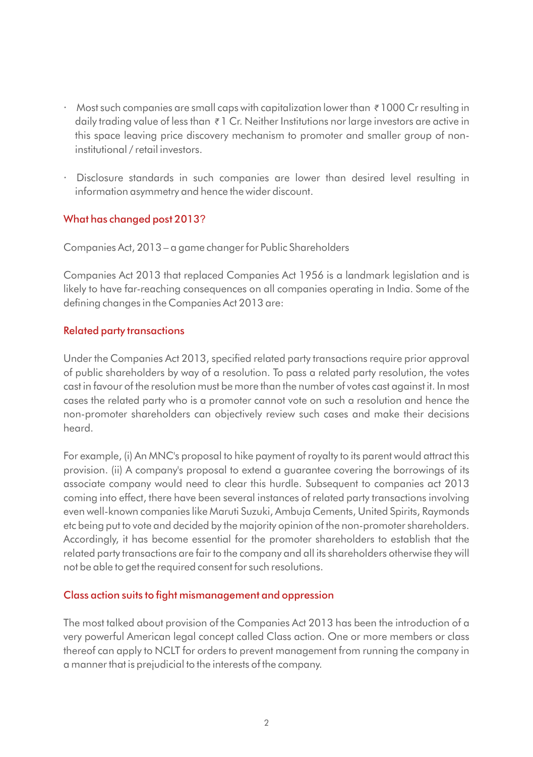- Most such companies are small caps with capitalization lower than ₹ 1000 Cr resulting in daily trading value of less than ₹ 1 Cr. Neither Institutions nor large investors are active in this space leaving price discovery mechanism to promoter and smaller group of non-institutional / retail investors.

- Disclosure standards in such companies are lower than desired level resulting in information asymmetry and hence the wider discount.

## What has changed post 2013?

Companies Act, 2013 – a game changer for Public Shareholders

Companies Act 2013 that replaced Companies Act 1956 is a landmark legislation and is likely to have far-reaching consequences on all companies operating in India. Some of the defining changes in the Companies Act 2013 are:

### Related party transactions

Under the Companies Act 2013, specified related party transactions require prior approval of public shareholders by way of a resolution. To pass a related party resolution, the votes cast in favour of the resolution must be more than the number of votes cast against it. In most cases the related party who is a promoter cannot vote on such a resolution and hence the non-promoter shareholders can objectively review such cases and make their decisions heard.

For example, (i) An MNC's proposal to hike payment of royalty to its parent would attract this provision. (ii) A company's proposal to extend a guarantee covering the borrowings of its associate company would need to clear this hurdle. Subsequent to companies act 2013 coming into effect, there have been several instances of related party transactions involving even well-known companies like Maruti Suzuki, Ambuja Cements, United Spirits, Raymonds etc being put to vote and decided by the majority opinion of the non-promoter shareholders. Accordingly, it has become essential for the promoter shareholders to establish that the related party transactions are fair to the company and all its shareholders otherwise they will not be able to get the required consent for such resolutions.

### Class action suits to fight mismanagement and oppression

The most talked about provision of the Companies Act 2013 has been the introduction of a very powerful American legal concept called Class action. One or more members or class thereof can apply to NCLT for orders to prevent management from running the company in a manner that is prejudicial to the interests of the company.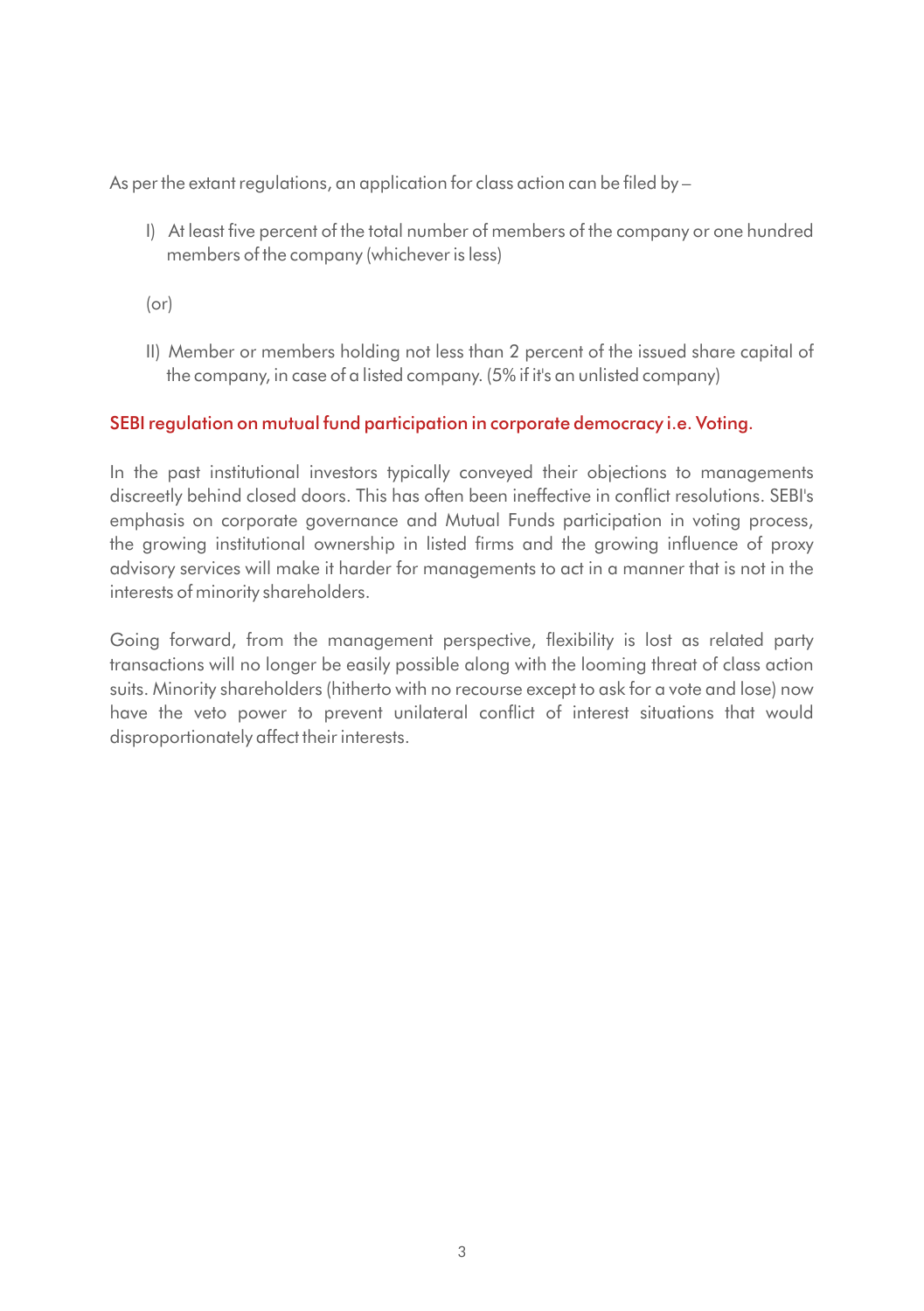As per the extant regulations, an application for class action can be filed by –

I) At least five percent of the total number of members of the company or one hundred members of the company (whichever is less)

(or)

II) Member or members holding not less than 2 percent of the issued share capital of the company, in case of a listed company. (5% if it's an unlisted company)

## SEBI regulation on mutual fund participation in corporate democracy i.e. Voting.

In the past institutional investors typically conveyed their objections to managements discreetly behind closed doors. This has often been ineffective in conflict resolutions. SEBI's emphasis on corporate governance and Mutual Funds participation in voting process, the growing institutional ownership in listed firms and the growing influence of proxy advisory services will make it harder for managements to act in a manner that is not in the interests of minority shareholders.

Going forward, from the management perspective, flexibility is lost as related party transactions will no longer be easily possible along with the looming threat of class action suits. Minority shareholders (hitherto with no recourse except to ask for a vote and lose) now have the veto power to prevent unilateral conflict of interest situations that would disproportionately affect their interests.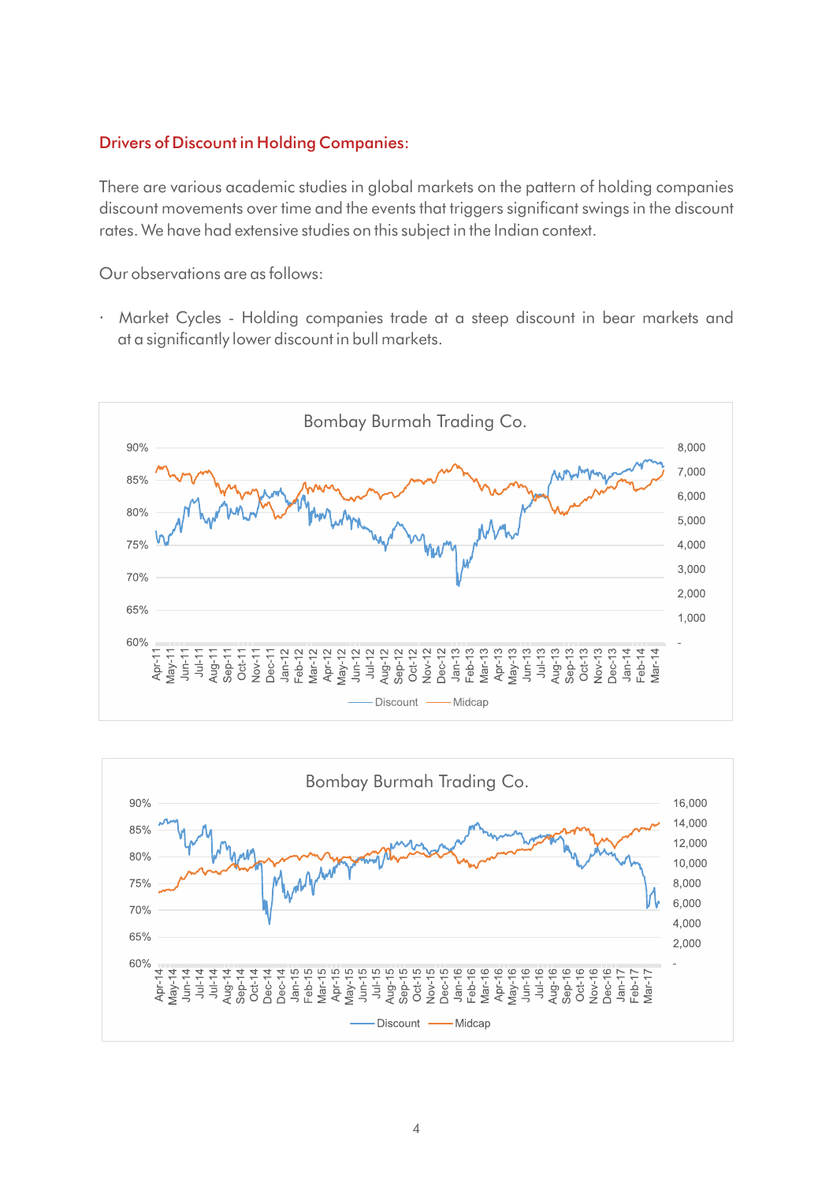## Drivers of Discount in Holding Companies:

There are various academic studies in global markets on the pattern of holding companies discount movements over time and the events that triggers significant swings in the discount rates. We have had extensive studies on this subject in the Indian context.

Our observations are as follows:

- Market Cycles - Holding companies trade at a steep discount in bear markets and at a significantly lower discount in bull markets.

Bombay Burmah Trading Co.

Discount — Midcap

Bombay Burmah Trading Co.

Discount — Midcap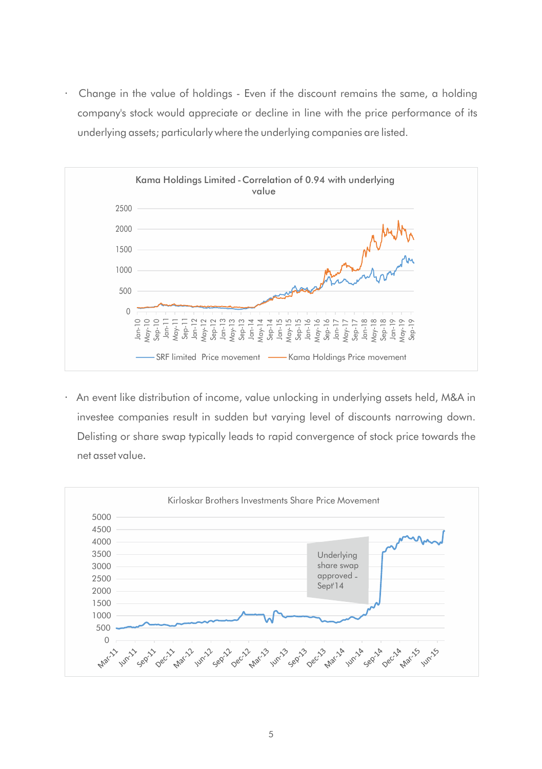- Change in the value of holdings - Even if the discount remains the same, a holding company's stock would appreciate or decline in line with the price performance of its underlying assets; particularly where the underlying companies are listed.

Kama Holdings Limited - Correlation of 0.94 with underlying value

SRF limited Price movement — Kama Holdings Price movement

- An event like distribution of income, value unlocking in underlying assets held, M&A in investee companies result in sudden but varying level of discounts narrowing down. Delisting or share swap typically leads to rapid convergence of stock price towards the net asset value.

Kirloskar Brothers Investments Share Price Movement

Underlying share swap approved - Sept'14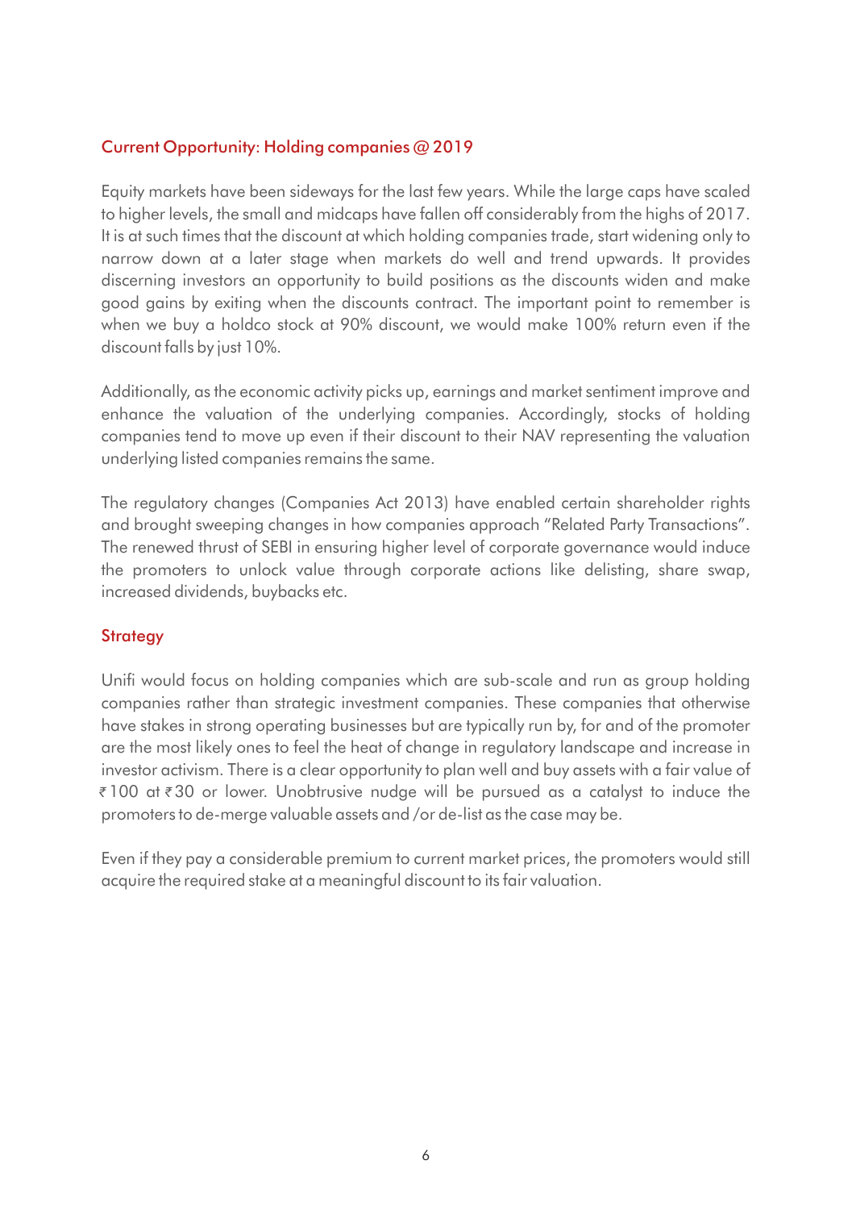## Current Opportunity: Holding companies @ 2019

Equity markets have been sideways for the last few years. While the large caps have scaled to higher levels, the small and midcaps have fallen off considerably from the highs of 2017. It is at such times that the discount at which holding companies trade, start widening only to narrow down at a later stage when markets do well and trend upwards. It provides discerning investors an opportunity to build positions as the discounts widen and make good gains by exiting when the discounts contract. The important point to remember is when we buy a holdco stock at 90% discount, we would make 100% return even if the discount falls by just 10%.

Additionally, as the economic activity picks up, earnings and market sentiment improve and enhance the valuation of the underlying companies. Accordingly, stocks of holding companies tend to move up even if their discount to their NAV representing the valuation underlying listed companies remains the same.

The regulatory changes (Companies Act 2013) have enabled certain shareholder rights and brought sweeping changes in how companies approach "Related Party Transactions". The renewed thrust of SEBI in ensuring higher level of corporate governance would induce the promoters to unlock value through corporate actions like delisting, share swap, increased dividends, buybacks etc.

## Strategy

Unifi would focus on holding companies which are sub-scale and run as group holding companies rather than strategic investment companies. These companies that otherwise have stakes in strong operating businesses but are typically run by, for and of the promoter are the most likely ones to feel the heat of change in regulatory landscape and increase in investor activism. There is a clear opportunity to plan well and buy assets with a fair value of ₹100 at ₹30 or lower. Unobtrusive nudge will be pursued as a catalyst to induce the promoters to de-merge valuable assets and /or de-list as the case may be.

Even if they pay a considerable premium to current market prices, the promoters would still acquire the required stake at a meaningful discount to its fair valuation.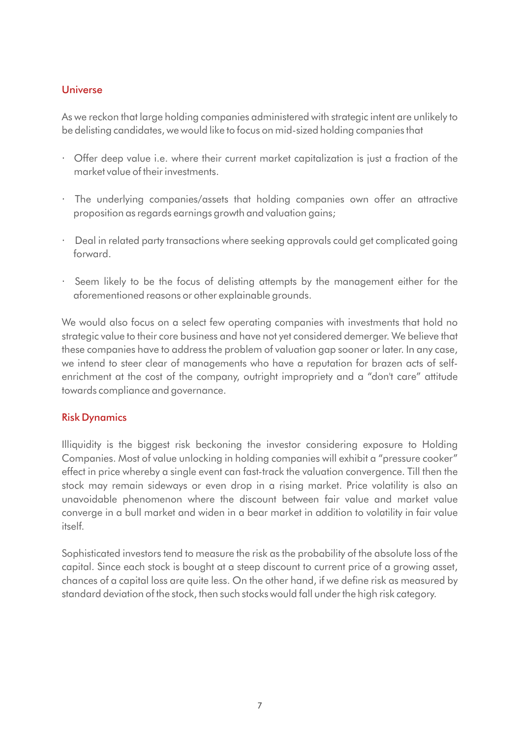## Universe

As we reckon that large holding companies administered with strategic intent are unlikely to be delisting candidates, we would like to focus on mid-sized holding companies that

- Offer deep value i.e. where their current market capitalization is just a fraction of the market value of their investments.
- The underlying companies/assets that holding companies own offer an attractive proposition as regards earnings growth and valuation gains;
- Deal in related party transactions where seeking approvals could get complicated going forward.
- Seem likely to be the focus of delisting attempts by the management either for the aforementioned reasons or other explainable grounds.

We would also focus on a select few operating companies with investments that hold no strategic value to their core business and have not yet considered demerger. We believe that these companies have to address the problem of valuation gap sooner or later. In any case, we intend to steer clear of managements who have a reputation for brazen acts of self-enrichment at the cost of the company, outright impropriety and a "don't care" attitude towards compliance and governance.

## Risk Dynamics

Illiquidity is the biggest risk beckoning the investor considering exposure to Holding Companies. Most of value unlocking in holding companies will exhibit a "pressure cooker" effect in price whereby a single event can fast-track the valuation convergence. Till then the stock may remain sideways or even drop in a rising market. Price volatility is also an unavoidable phenomenon where the discount between fair value and market value converge in a bull market and widen in a bear market in addition to volatility in fair value itself.

Sophisticated investors tend to measure the risk as the probability of the absolute loss of the capital. Since each stock is bought at a steep discount to current price of a growing asset, chances of a capital loss are quite less. On the other hand, if we define risk as measured by standard deviation of the stock, then such stocks would fall under the high risk category.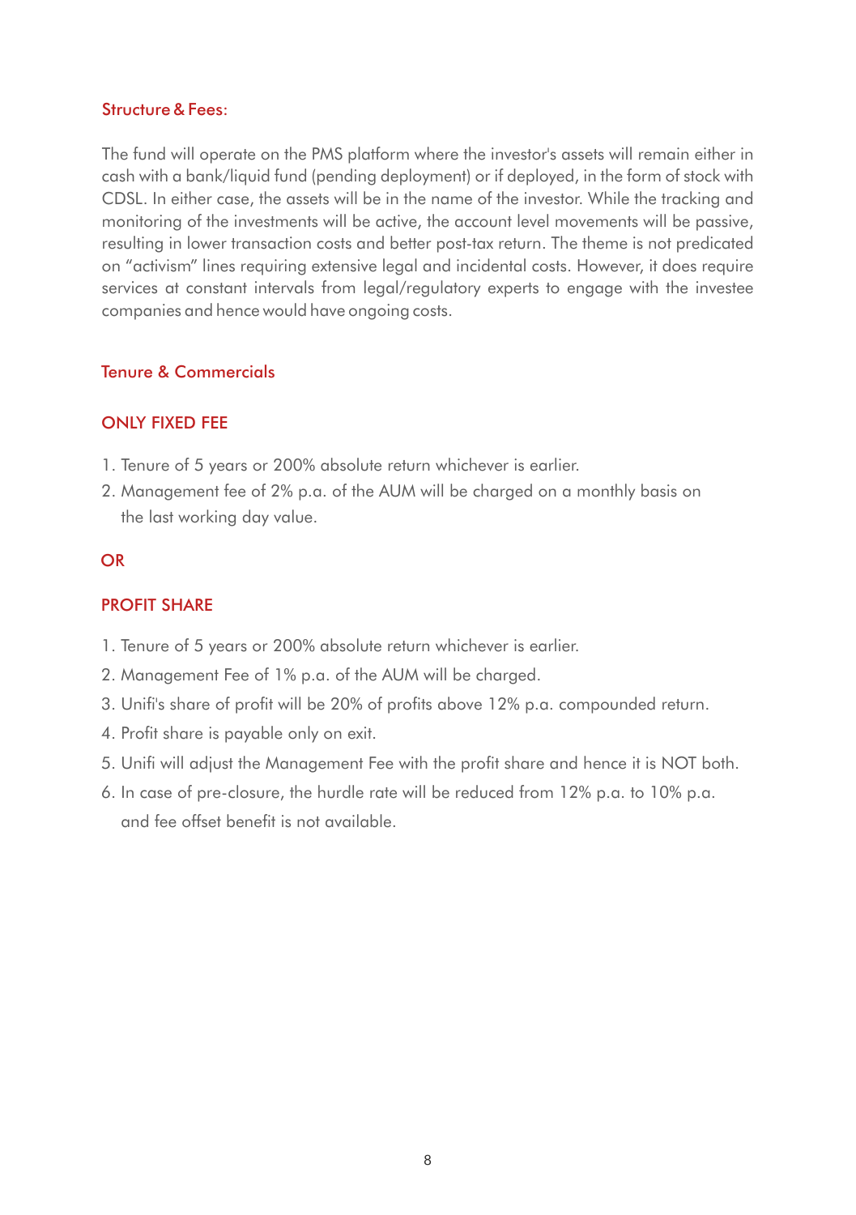## Structure & Fees:

The fund will operate on the PMS platform where the investor's assets will remain either in cash with a bank/liquid fund (pending deployment) or if deployed, in the form of stock with CDSL. In either case, the assets will be in the name of the investor. While the tracking and monitoring of the investments will be active, the account level movements will be passive, resulting in lower transaction costs and better post-tax return. The theme is not predicated on "activism" lines requiring extensive legal and incidental costs. However, it does require services at constant intervals from legal/regulatory experts to engage with the investee companies and hence would have ongoing costs.

## Tenure & Commercials

### ONLY FIXED FEE

1. Tenure of 5 years or 200% absolute return whichever is earlier.
2. Management fee of 2% p.a. of the AUM will be charged on a monthly basis on the last working day value.

### OR

### PROFIT SHARE

1. Tenure of 5 years or 200% absolute return whichever is earlier.
2. Management Fee of 1% p.a. of the AUM will be charged.
3. Unifi's share of profit will be 20% of profits above 12% p.a. compounded return.
4. Profit share is payable only on exit.
5. Unifi will adjust the Management Fee with the profit share and hence it is NOT both.
6. In case of pre-closure, the hurdle rate will be reduced from 12% p.a. to 10% p.a. and fee offset benefit is not available.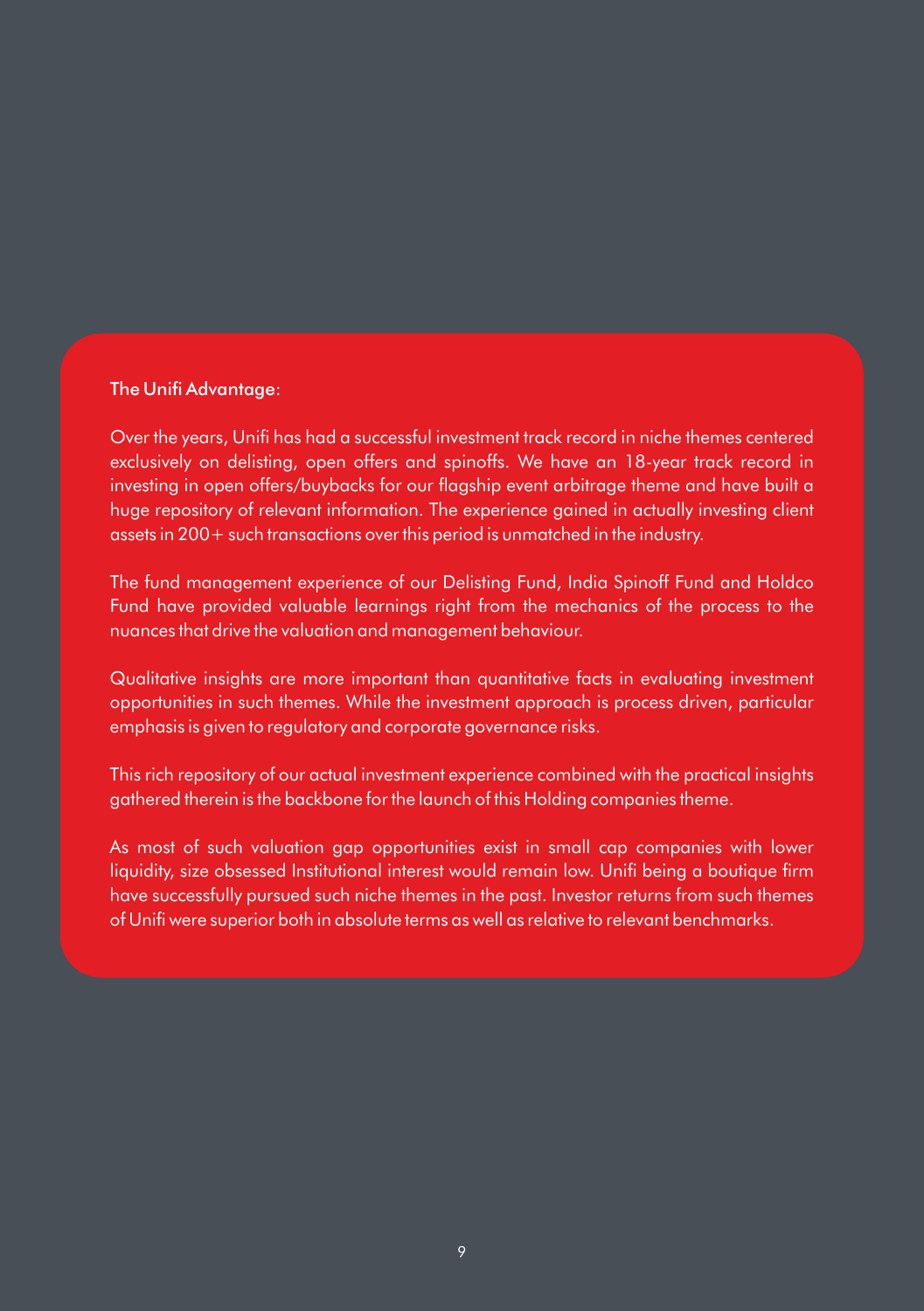## The Unifi Advantage:

Over the years, Unifi has had a successful investment track record in niche themes centered exclusively on delisting, open offers and spinoffs. We have an 18-year track record in investing in open offers/buybacks for our flagship event arbitrage theme and have built a huge repository of relevant information. The experience gained in actually investing client assets in 200+ such transactions over this period is unmatched in the industry.

The fund management experience of our Delisting Fund, India Spinoff Fund and Holdco Fund have provided valuable learnings right from the mechanics of the process to the nuances that drive the valuation and management behaviour.

Qualitative insights are more important than quantitative facts in evaluating investment opportunities in such themes. While the investment approach is process driven, particular emphasis is given to regulatory and corporate governance risks.

This rich repository of our actual investment experience combined with the practical insights gathered therein is the backbone for the launch of this Holding companies theme.

As most of such valuation gap opportunities exist in small cap companies with lower liquidity, size obsessed Institutional interest would remain low. Unifi being a boutique firm have successfully pursued such niche themes in the past. Investor returns from such themes of Unifi were superior both in absolute terms as well as relative to relevant benchmarks.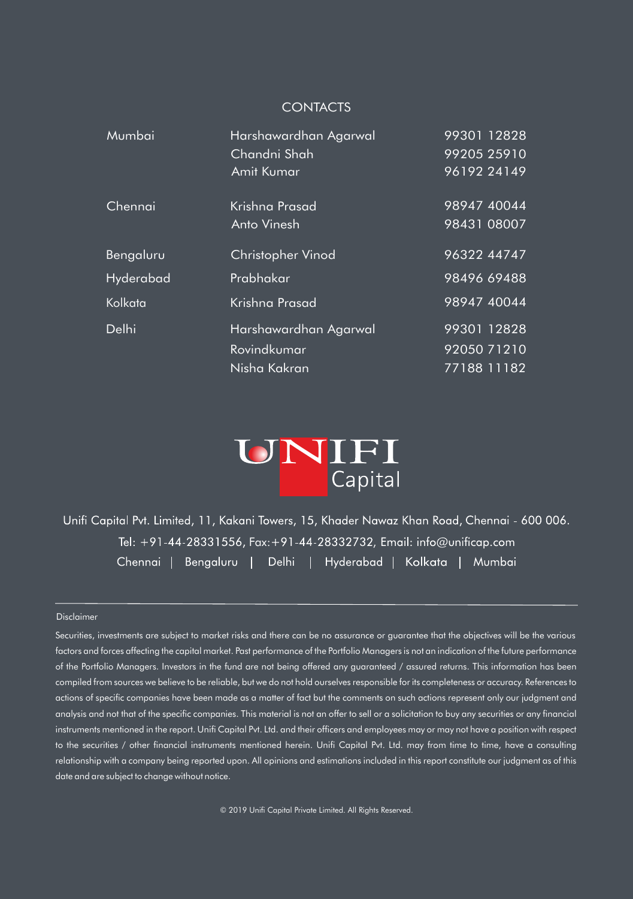## CONTACTS

| | | |
|---|---|---|
| Mumbai | Harshawardhan Agarwal | 99301 12828 |
| | Chandni Shah | 99205 25910 |
| | Amit Kumar | 96192 24149 |
| Chennai | Krishna Prasad | 98947 40044 |
| | Anto Vinesh | 98431 08007 |
| Bengaluru | Christopher Vinod | 96322 44747 |
| Hyderabad | Prabhakar | 98496 69488 |
| Kolkata | Krishna Prasad | 98947 40044 |
| Delhi | Harshawardhan Agarwal | 99301 12828 |
| | Rovindkumar | 92050 71210 |
| | Nisha Kakran | 77188 11182 |

UNIFI Capital

Unifi Capital Pvt. Limited, 11, Kakani Towers, 15, Khader Nawaz Khan Road, Chennai - 600 006.

Tel: +91-44-28331556, Fax:+91-44-28332732, Email: info@unificap.com

Chennai | Bengaluru | Delhi | Hyderabad | Kolkata | Mumbai

Disclaimer

Securities, investments are subject to market risks and there can be no assurance or guarantee that the objectives will be the various factors and forces affecting the capital market. Past performance of the Portfolio Managers is not an indication of the future performance of the Portfolio Managers. Investors in the fund are not being offered any guaranteed / assured returns. This information has been compiled from sources we believe to be reliable, but we do not hold ourselves responsible for its completeness or accuracy. References to actions of specific companies have been made as a matter of fact but the comments on such actions represent only our judgment and analysis and not that of the specific companies. This material is not an offer to sell or a solicitation to buy any securities or any financial instruments mentioned in the report. Unifi Capital Pvt. Ltd. and their officers and employees may or may not have a position with respect to the securities / other financial instruments mentioned herein. Unifi Capital Pvt. Ltd. may from time to time, have a consulting relationship with a company being reported upon. All opinions and estimations included in this report constitute our judgment as of this date and are subject to change without notice.

© 2019 Unifi Capital Private Limited. All Rights Reserved.